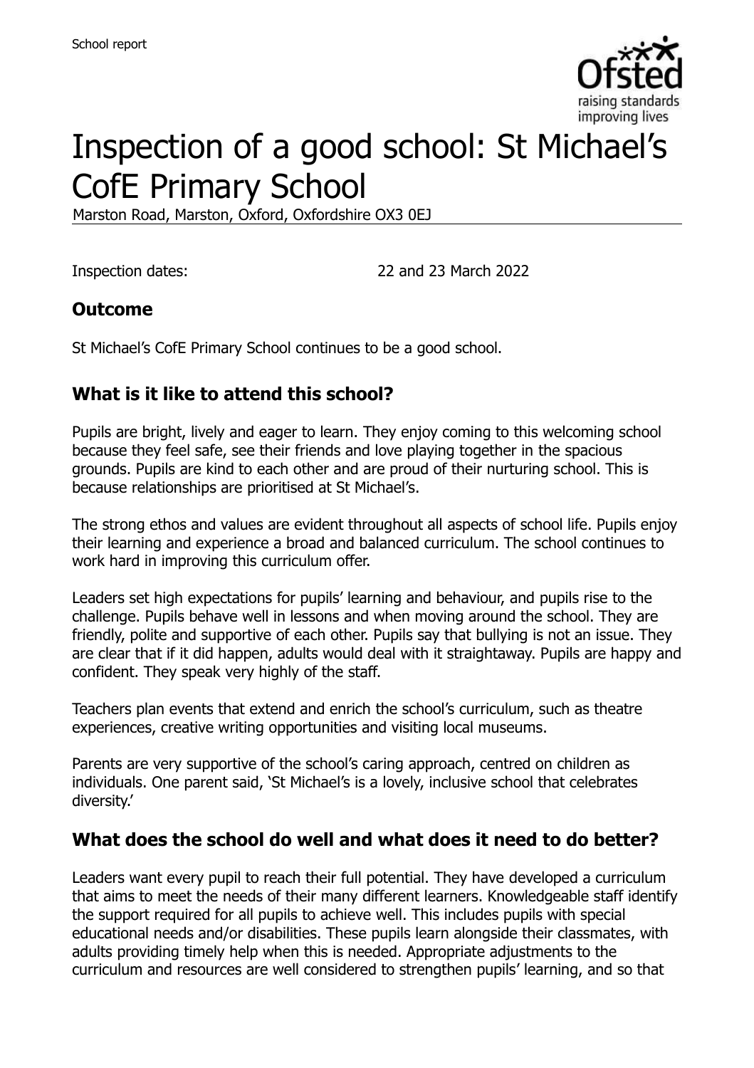School report

# Inspection of a good school: St Michael's CofE Primary School

Marston Road, Marston, Oxford, Oxfordshire OX3 0EJ

Inspection dates: 22 and 23 March 2022

## Outcome

St Michael's CofE Primary School continues to be a good school.

## What is it like to attend this school?

Pupils are bright, lively and eager to learn. They enjoy coming to this welcoming school because they feel safe, see their friends and love playing together in the spacious grounds. Pupils are kind to each other and are proud of their nurturing school. This is because relationships are prioritised at St Michael's.

The strong ethos and values are evident throughout all aspects of school life. Pupils enjoy their learning and experience a broad and balanced curriculum. The school continues to work hard in improving this curriculum offer.

Leaders set high expectations for pupils' learning and behaviour, and pupils rise to the challenge. Pupils behave well in lessons and when moving around the school. They are friendly, polite and supportive of each other. Pupils say that bullying is not an issue. They are clear that if it did happen, adults would deal with it straightaway. Pupils are happy and confident. They speak very highly of the staff.

Teachers plan events that extend and enrich the school's curriculum, such as theatre experiences, creative writing opportunities and visiting local museums.

Parents are very supportive of the school's caring approach, centred on children as individuals. One parent said, 'St Michael's is a lovely, inclusive school that celebrates diversity.'

## What does the school do well and what does it need to do better?

Leaders want every pupil to reach their full potential. They have developed a curriculum that aims to meet the needs of their many different learners. Knowledgeable staff identify the support required for all pupils to achieve well. This includes pupils with special educational needs and/or disabilities. These pupils learn alongside their classmates, with adults providing timely help when this is needed. Appropriate adjustments to the curriculum and resources are well considered to strengthen pupils' learning, and so that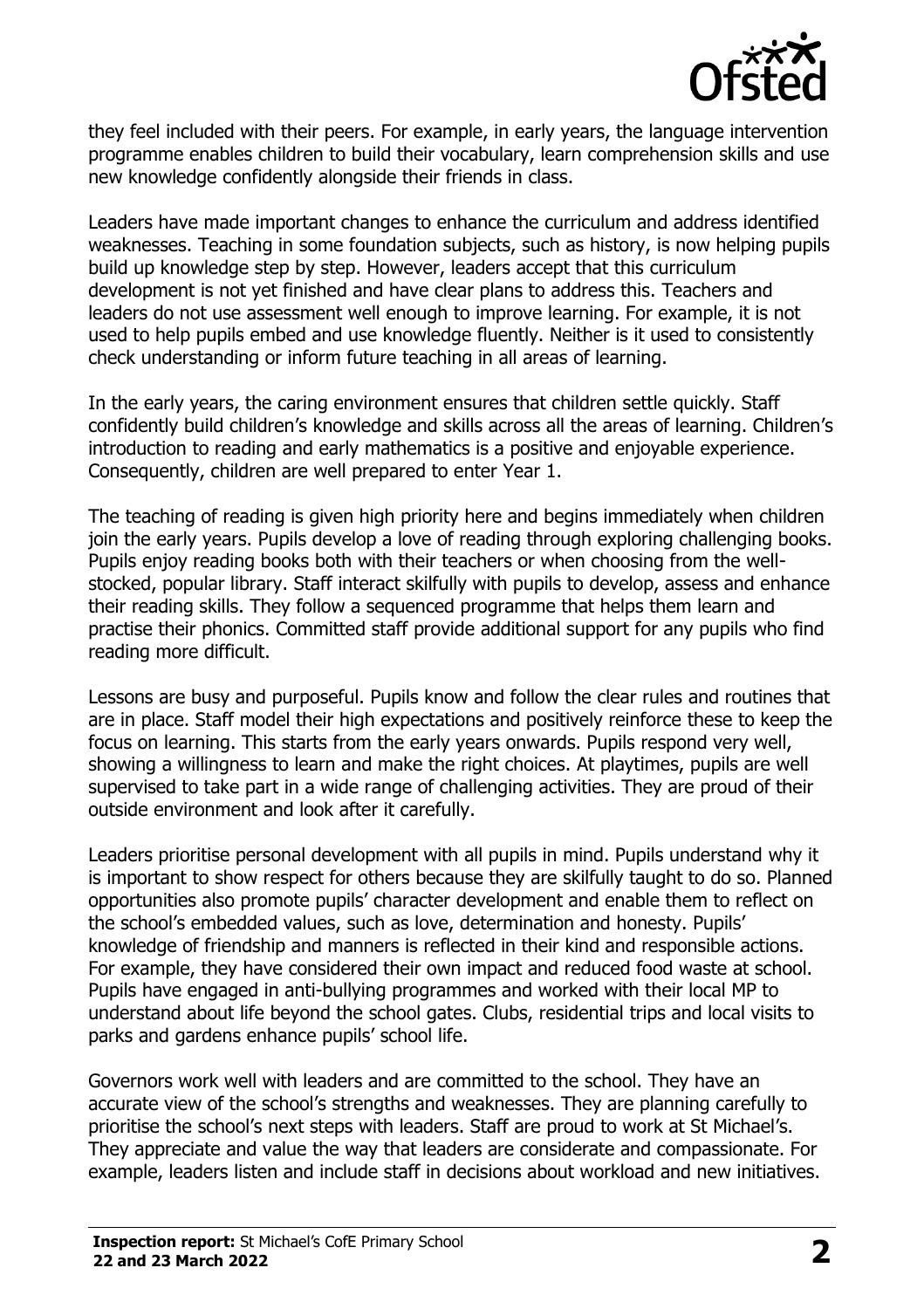they feel included with their peers. For example, in early years, the language intervention programme enables children to build their vocabulary, learn comprehension skills and use new knowledge confidently alongside their friends in class.

Leaders have made important changes to enhance the curriculum and address identified weaknesses. Teaching in some foundation subjects, such as history, is now helping pupils build up knowledge step by step. However, leaders accept that this curriculum development is not yet finished and have clear plans to address this. Teachers and leaders do not use assessment well enough to improve learning. For example, it is not used to help pupils embed and use knowledge fluently. Neither is it used to consistently check understanding or inform future teaching in all areas of learning.

In the early years, the caring environment ensures that children settle quickly. Staff confidently build children's knowledge and skills across all the areas of learning. Children's introduction to reading and early mathematics is a positive and enjoyable experience. Consequently, children are well prepared to enter Year 1.

The teaching of reading is given high priority here and begins immediately when children join the early years. Pupils develop a love of reading through exploring challenging books. Pupils enjoy reading books both with their teachers or when choosing from the well-stocked, popular library. Staff interact skilfully with pupils to develop, assess and enhance their reading skills. They follow a sequenced programme that helps them learn and practise their phonics. Committed staff provide additional support for any pupils who find reading more difficult.

Lessons are busy and purposeful. Pupils know and follow the clear rules and routines that are in place. Staff model their high expectations and positively reinforce these to keep the focus on learning. This starts from the early years onwards. Pupils respond very well, showing a willingness to learn and make the right choices. At playtimes, pupils are well supervised to take part in a wide range of challenging activities. They are proud of their outside environment and look after it carefully.

Leaders prioritise personal development with all pupils in mind. Pupils understand why it is important to show respect for others because they are skilfully taught to do so. Planned opportunities also promote pupils' character development and enable them to reflect on the school's embedded values, such as love, determination and honesty. Pupils' knowledge of friendship and manners is reflected in their kind and responsible actions. For example, they have considered their own impact and reduced food waste at school. Pupils have engaged in anti-bullying programmes and worked with their local MP to understand about life beyond the school gates. Clubs, residential trips and local visits to parks and gardens enhance pupils' school life.

Governors work well with leaders and are committed to the school. They have an accurate view of the school's strengths and weaknesses. They are planning carefully to prioritise the school's next steps with leaders. Staff are proud to work at St Michael's. They appreciate and value the way that leaders are considerate and compassionate. For example, leaders listen and include staff in decisions about workload and new initiatives.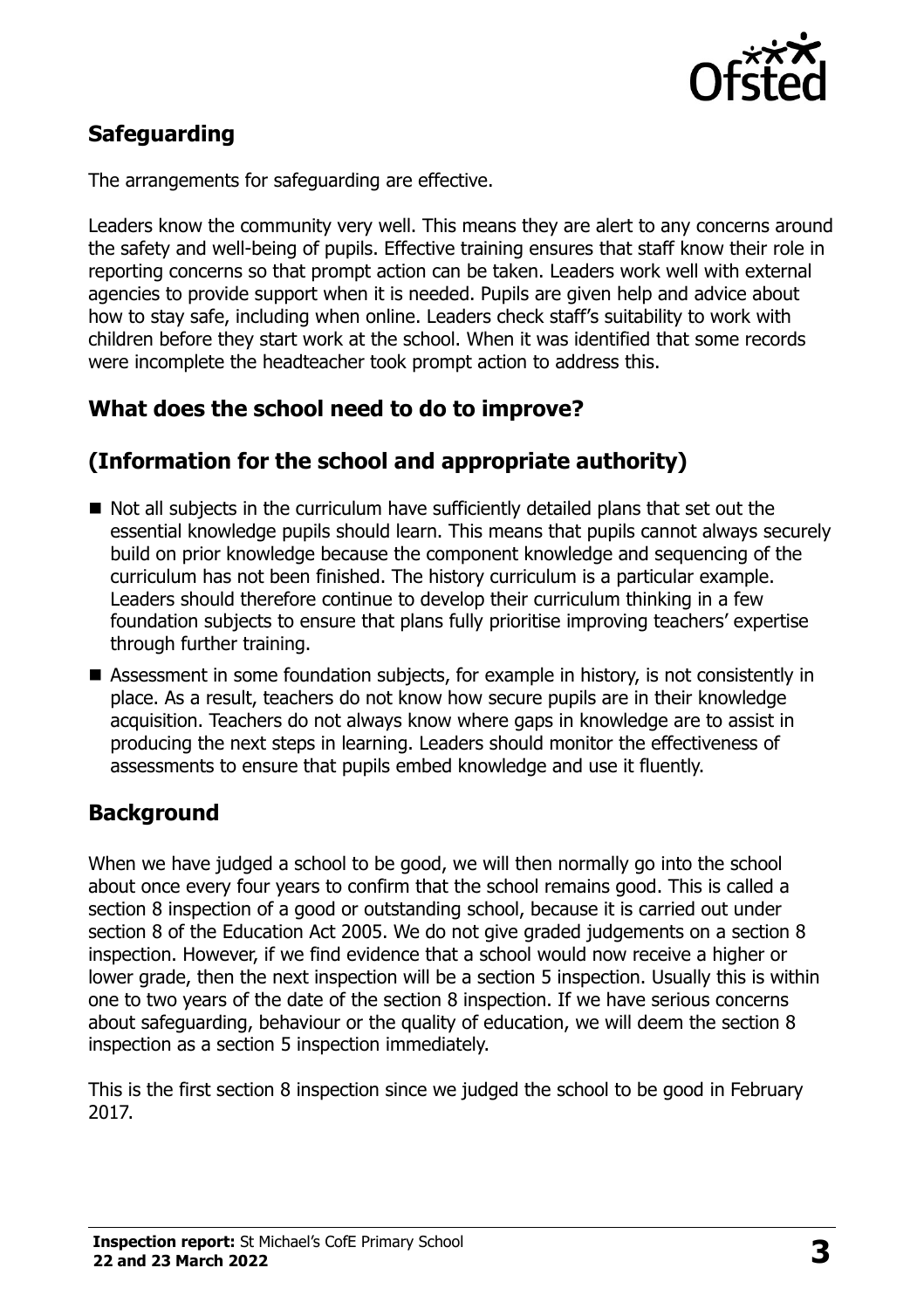## Safeguarding

The arrangements for safeguarding are effective.

Leaders know the community very well. This means they are alert to any concerns around the safety and well-being of pupils. Effective training ensures that staff know their role in reporting concerns so that prompt action can be taken. Leaders work well with external agencies to provide support when it is needed. Pupils are given help and advice about how to stay safe, including when online. Leaders check staff's suitability to work with children before they start work at the school. When it was identified that some records were incomplete the headteacher took prompt action to address this.

## What does the school need to do to improve?

## (Information for the school and appropriate authority)

- Not all subjects in the curriculum have sufficiently detailed plans that set out the essential knowledge pupils should learn. This means that pupils cannot always securely build on prior knowledge because the component knowledge and sequencing of the curriculum has not been finished. The history curriculum is a particular example. Leaders should therefore continue to develop their curriculum thinking in a few foundation subjects to ensure that plans fully prioritise improving teachers' expertise through further training.
- Assessment in some foundation subjects, for example in history, is not consistently in place. As a result, teachers do not know how secure pupils are in their knowledge acquisition. Teachers do not always know where gaps in knowledge are to assist in producing the next steps in learning. Leaders should monitor the effectiveness of assessments to ensure that pupils embed knowledge and use it fluently.

## Background

When we have judged a school to be good, we will then normally go into the school about once every four years to confirm that the school remains good. This is called a section 8 inspection of a good or outstanding school, because it is carried out under section 8 of the Education Act 2005. We do not give graded judgements on a section 8 inspection. However, if we find evidence that a school would now receive a higher or lower grade, then the next inspection will be a section 5 inspection. Usually this is within one to two years of the date of the section 8 inspection. If we have serious concerns about safeguarding, behaviour or the quality of education, we will deem the section 8 inspection as a section 5 inspection immediately.

This is the first section 8 inspection since we judged the school to be good in February 2017.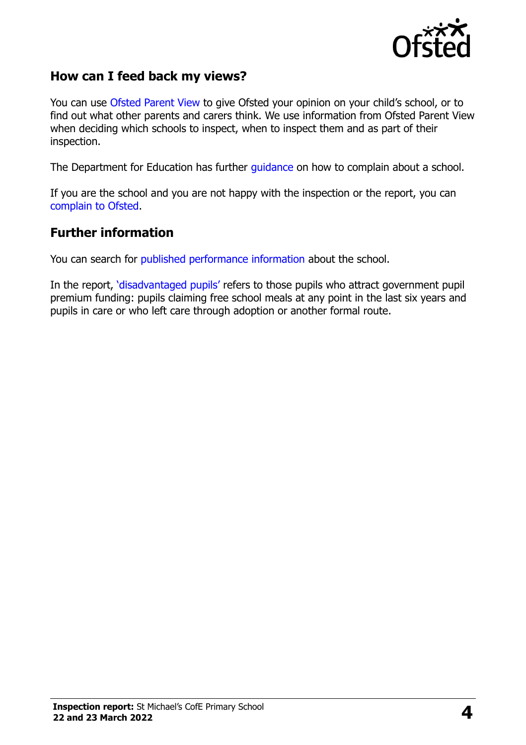## How can I feed back my views?

You can use Ofsted Parent View to give Ofsted your opinion on your child's school, or to find out what other parents and carers think. We use information from Ofsted Parent View when deciding which schools to inspect, when to inspect them and as part of their inspection.

The Department for Education has further guidance on how to complain about a school.

If you are the school and you are not happy with the inspection or the report, you can complain to Ofsted.

## Further information

You can search for published performance information about the school.

In the report, 'disadvantaged pupils' refers to those pupils who attract government pupil premium funding: pupils claiming free school meals at any point in the last six years and pupils in care or who left care through adoption or another formal route.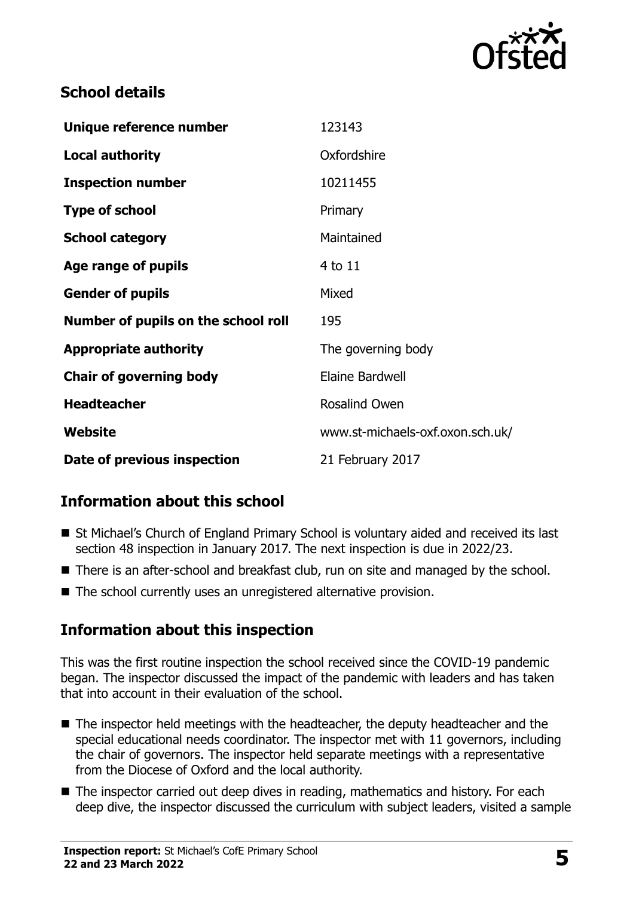## School details

| | |
|---|---|
| **Unique reference number** | 123143 |
| **Local authority** | Oxfordshire |
| **Inspection number** | 10211455 |
| **Type of school** | Primary |
| **School category** | Maintained |
| **Age range of pupils** | 4 to 11 |
| **Gender of pupils** | Mixed |
| **Number of pupils on the school roll** | 195 |
| **Appropriate authority** | The governing body |
| **Chair of governing body** | Elaine Bardwell |
| **Headteacher** | Rosalind Owen |
| **Website** | www.st-michaels-oxf.oxon.sch.uk/ |
| **Date of previous inspection** | 21 February 2017 |

## Information about this school

- St Michael's Church of England Primary School is voluntary aided and received its last section 48 inspection in January 2017. The next inspection is due in 2022/23.
- There is an after-school and breakfast club, run on site and managed by the school.
- The school currently uses an unregistered alternative provision.

## Information about this inspection

This was the first routine inspection the school received since the COVID-19 pandemic began. The inspector discussed the impact of the pandemic with leaders and has taken that into account in their evaluation of the school.

- The inspector held meetings with the headteacher, the deputy headteacher and the special educational needs coordinator. The inspector met with 11 governors, including the chair of governors. The inspector held separate meetings with a representative from the Diocese of Oxford and the local authority.
- The inspector carried out deep dives in reading, mathematics and history. For each deep dive, the inspector discussed the curriculum with subject leaders, visited a sample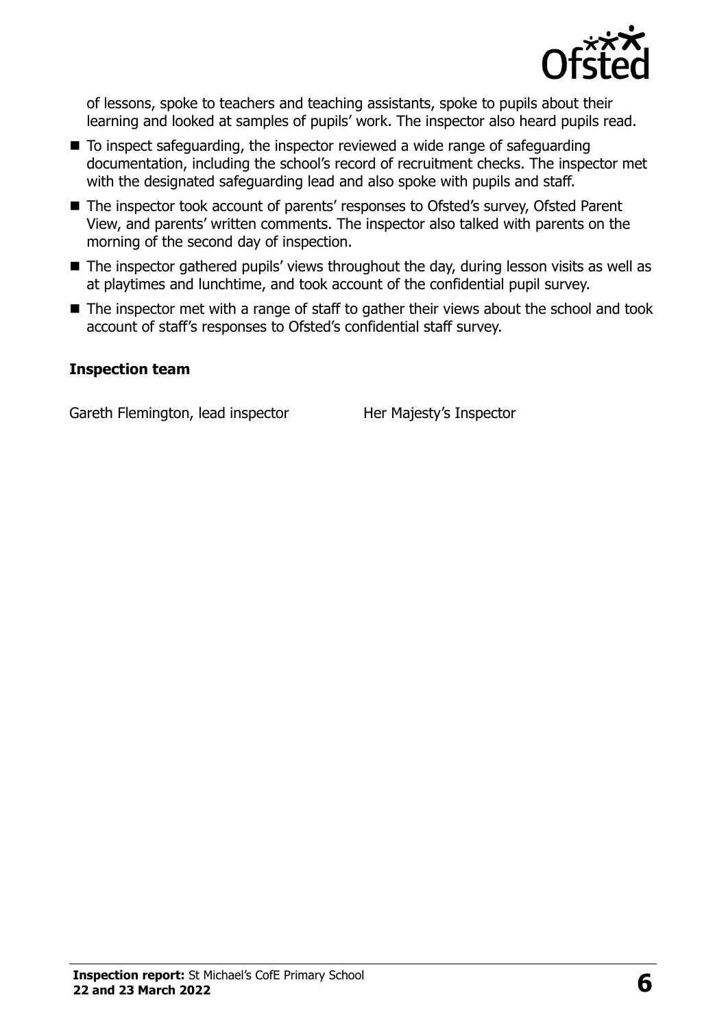of lessons, spoke to teachers and teaching assistants, spoke to pupils about their learning and looked at samples of pupils' work. The inspector also heard pupils read.

- To inspect safeguarding, the inspector reviewed a wide range of safeguarding documentation, including the school's record of recruitment checks. The inspector met with the designated safeguarding lead and also spoke with pupils and staff.
- The inspector took account of parents' responses to Ofsted's survey, Ofsted Parent View, and parents' written comments. The inspector also talked with parents on the morning of the second day of inspection.
- The inspector gathered pupils' views throughout the day, during lesson visits as well as at playtimes and lunchtime, and took account of the confidential pupil survey.
- The inspector met with a range of staff to gather their views about the school and took account of staff's responses to Ofsted's confidential staff survey.

### Inspection team

| | |
|---|---|
| Gareth Flemington, lead inspector | Her Majesty's Inspector |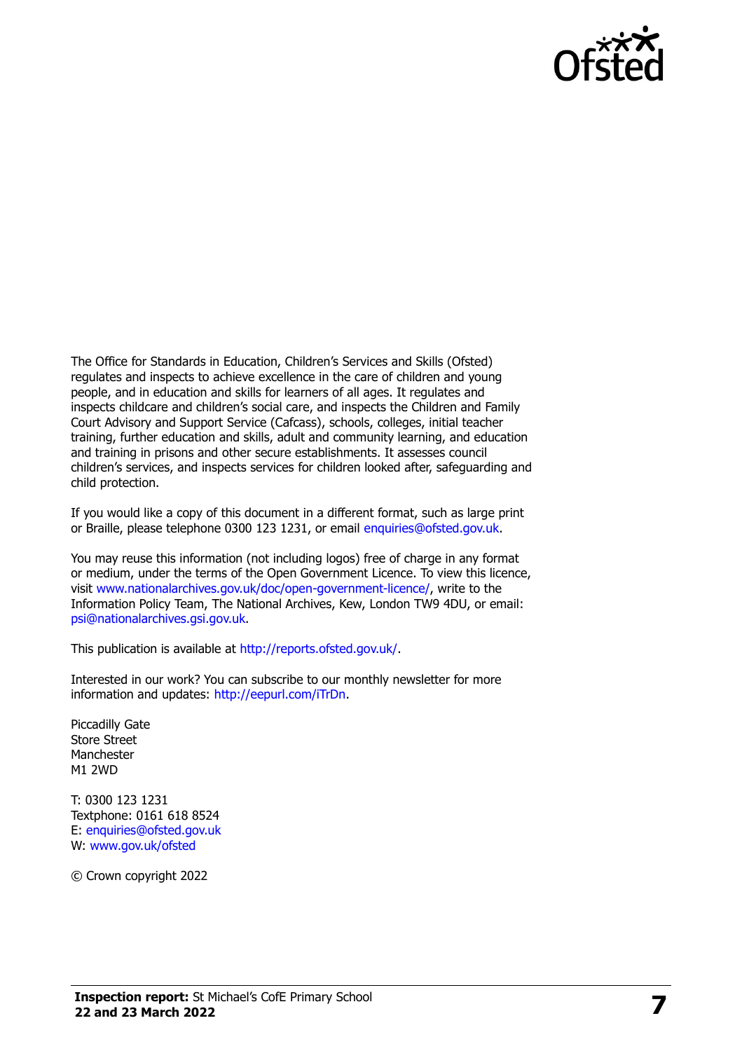The Office for Standards in Education, Children's Services and Skills (Ofsted) regulates and inspects to achieve excellence in the care of children and young people, and in education and skills for learners of all ages. It regulates and inspects childcare and children's social care, and inspects the Children and Family Court Advisory and Support Service (Cafcass), schools, colleges, initial teacher training, further education and skills, adult and community learning, and education and training in prisons and other secure establishments. It assesses council children's services, and inspects services for children looked after, safeguarding and child protection.

If you would like a copy of this document in a different format, such as large print or Braille, please telephone 0300 123 1231, or email enquiries@ofsted.gov.uk.

You may reuse this information (not including logos) free of charge in any format or medium, under the terms of the Open Government Licence. To view this licence, visit www.nationalarchives.gov.uk/doc/open-government-licence/, write to the Information Policy Team, The National Archives, Kew, London TW9 4DU, or email: psi@nationalarchives.gsi.gov.uk.

This publication is available at http://reports.ofsted.gov.uk/.

Interested in our work? You can subscribe to our monthly newsletter for more information and updates: http://eepurl.com/iTrDn.

Piccadilly Gate
Store Street
Manchester
M1 2WD

T: 0300 123 1231
Textphone: 0161 618 8524
E: enquiries@ofsted.gov.uk
W: www.gov.uk/ofsted

© Crown copyright 2022